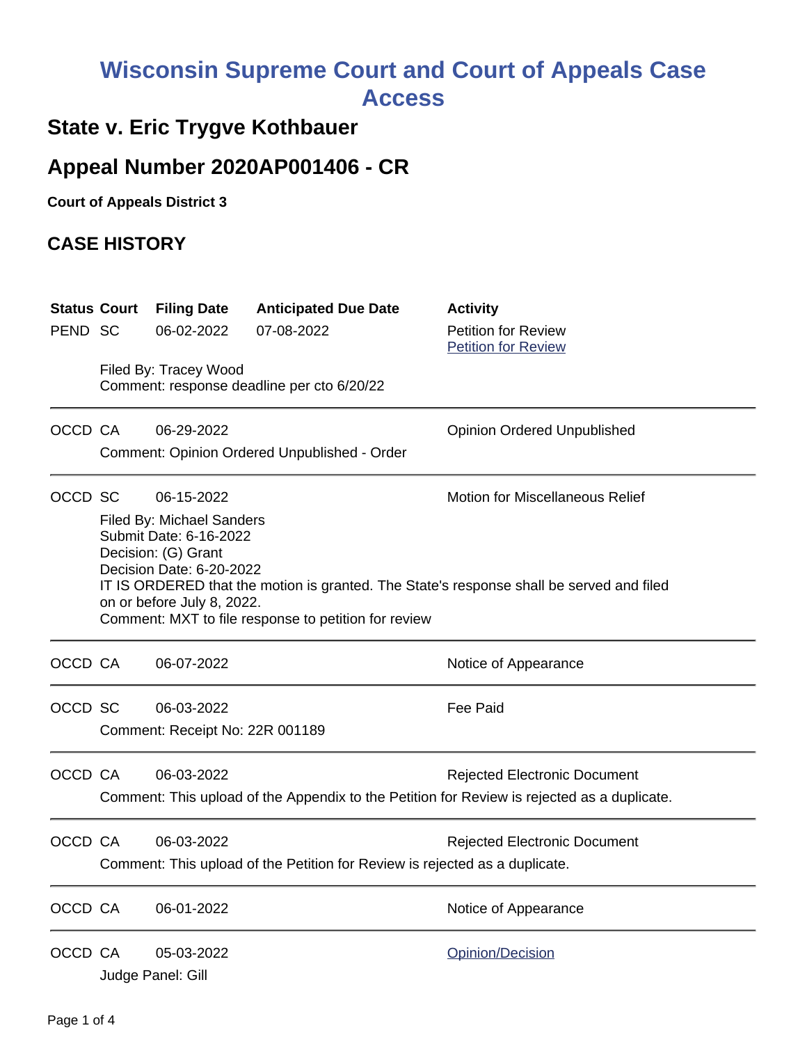# Wisconsin Supreme Court and Court of Appeals Case Access

## State v. Eric Trygve Kothbauer

## Appeal Number 2020AP001406 - CR

**Court of Appeals District 3**

## CASE HISTORY

| Status | Court | Filing Date | Anticipated Due Date | Activity |
|---|---|---|---|---|
| PEND | SC | 06-02-2022 | 07-08-2022 | Petition for Review<br>Petition for Review |

Filed By: Tracey Wood
Comment: response deadline per cto 6/20/22

---

| Status | Court | Filing Date | Anticipated Due Date | Activity |
|---|---|---|---|---|
| OCCD | CA | 06-29-2022 | | Opinion Ordered Unpublished |

Comment: Opinion Ordered Unpublished - Order

---

| Status | Court | Filing Date | Anticipated Due Date | Activity |
|---|---|---|---|---|
| OCCD | SC | 06-15-2022 | | Motion for Miscellaneous Relief |

Filed By: Michael Sanders
Submit Date: 6-16-2022
Decision: (G) Grant
Decision Date: 6-20-2022
IT IS ORDERED that the motion is granted. The State's response shall be served and filed on or before July 8, 2022.
Comment: MXT to file response to petition for review

---

| Status | Court | Filing Date | Anticipated Due Date | Activity |
|---|---|---|---|---|
| OCCD | CA | 06-07-2022 | | Notice of Appearance |

---

| Status | Court | Filing Date | Anticipated Due Date | Activity |
|---|---|---|---|---|
| OCCD | SC | 06-03-2022 | | Fee Paid |

Comment: Receipt No: 22R 001189

---

| Status | Court | Filing Date | Anticipated Due Date | Activity |
|---|---|---|---|---|
| OCCD | CA | 06-03-2022 | | Rejected Electronic Document |

Comment: This upload of the Appendix to the Petition for Review is rejected as a duplicate.

---

| Status | Court | Filing Date | Anticipated Due Date | Activity |
|---|---|---|---|---|
| OCCD | CA | 06-03-2022 | | Rejected Electronic Document |

Comment: This upload of the Petition for Review is rejected as a duplicate.

---

| Status | Court | Filing Date | Anticipated Due Date | Activity |
|---|---|---|---|---|
| OCCD | CA | 06-01-2022 | | Notice of Appearance |

---

| Status | Court | Filing Date | Anticipated Due Date | Activity |
|---|---|---|---|---|
| OCCD | CA | 05-03-2022 | | Opinion/Decision |

Judge Panel: Gill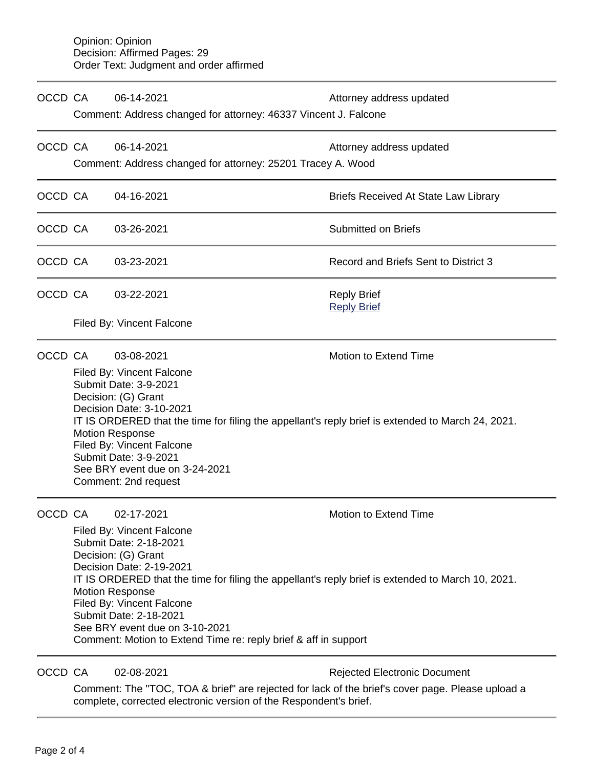Opinion: Opinion
Decision: Affirmed Pages: 29
Order Text: Judgment and order affirmed

---

OCCD CA 06-14-2021 Attorney address updated

Comment: Address changed for attorney: 46337 Vincent J. Falcone

---

OCCD CA 06-14-2021 Attorney address updated

Comment: Address changed for attorney: 25201 Tracey A. Wood

---

OCCD CA 04-16-2021 Briefs Received At State Law Library

---

OCCD CA 03-26-2021 Submitted on Briefs

---

OCCD CA 03-23-2021 Record and Briefs Sent to District 3

---

OCCD CA 03-22-2021 Reply Brief
Reply Brief

Filed By: Vincent Falcone

---

OCCD CA 03-08-2021 Motion to Extend Time

Filed By: Vincent Falcone
Submit Date: 3-9-2021
Decision: (G) Grant
Decision Date: 3-10-2021
IT IS ORDERED that the time for filing the appellant's reply brief is extended to March 24, 2021.
Motion Response
Filed By: Vincent Falcone
Submit Date: 3-9-2021
See BRY event due on 3-24-2021
Comment: 2nd request

---

OCCD CA 02-17-2021 Motion to Extend Time

Filed By: Vincent Falcone
Submit Date: 2-18-2021
Decision: (G) Grant
Decision Date: 2-19-2021
IT IS ORDERED that the time for filing the appellant's reply brief is extended to March 10, 2021.
Motion Response
Filed By: Vincent Falcone
Submit Date: 2-18-2021
See BRY event due on 3-10-2021
Comment: Motion to Extend Time re: reply brief & aff in support

---

OCCD CA 02-08-2021 Rejected Electronic Document

Comment: The "TOC, TOA & brief" are rejected for lack of the brief's cover page. Please upload a complete, corrected electronic version of the Respondent's brief.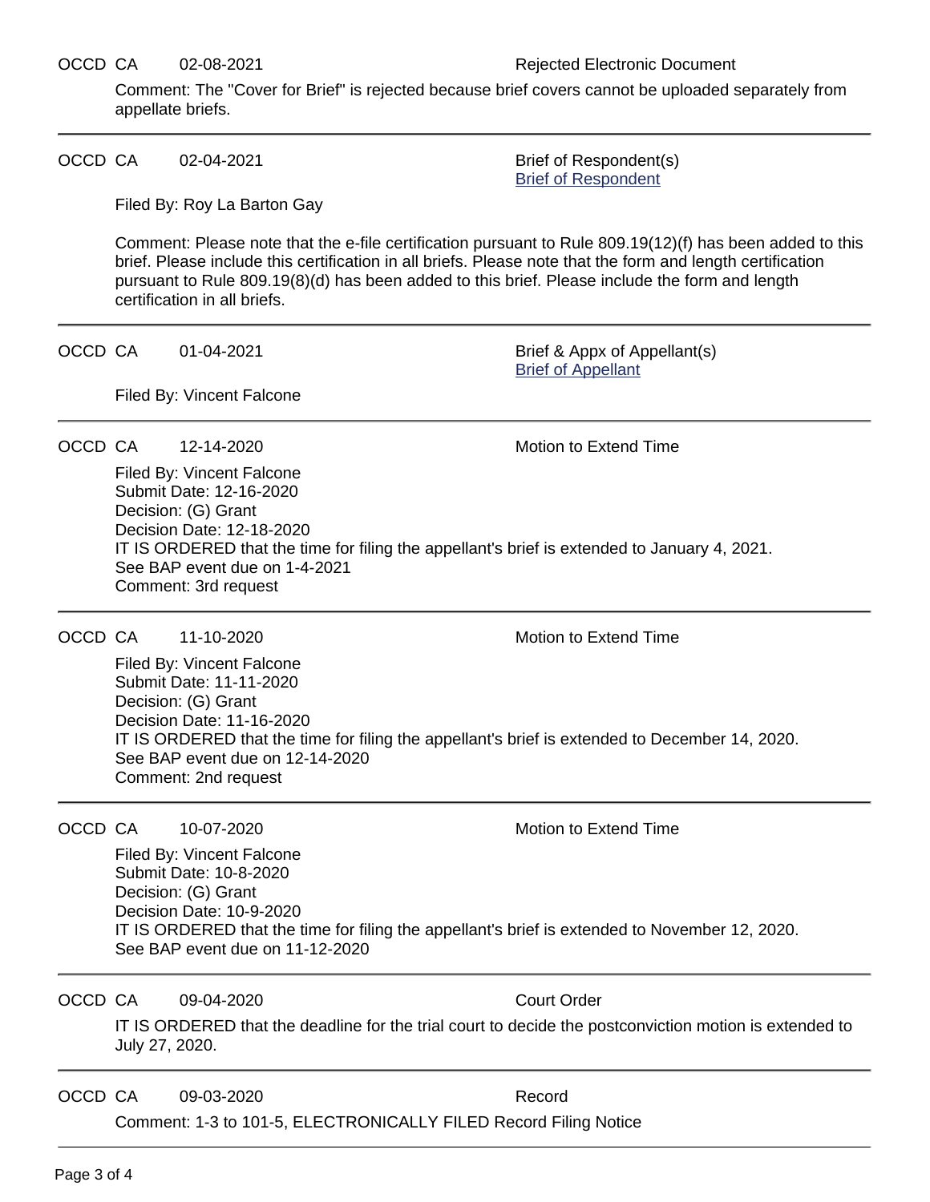OCCD CA 02-08-2021 Rejected Electronic Document

Comment: The "Cover for Brief" is rejected because brief covers cannot be uploaded separately from appellate briefs.

---

OCCD CA 02-04-2021 Brief of Respondent(s)
Brief of Respondent

Filed By: Roy La Barton Gay

Comment: Please note that the e-file certification pursuant to Rule 809.19(12)(f) has been added to this brief. Please include this certification in all briefs. Please note that the form and length certification pursuant to Rule 809.19(8)(d) has been added to this brief. Please include the form and length certification in all briefs.

---

OCCD CA 01-04-2021 Brief & Appx of Appellant(s)
Brief of Appellant

Filed By: Vincent Falcone

---

OCCD CA 12-14-2020 Motion to Extend Time

Filed By: Vincent Falcone
Submit Date: 12-16-2020
Decision: (G) Grant
Decision Date: 12-18-2020
IT IS ORDERED that the time for filing the appellant's brief is extended to January 4, 2021.
See BAP event due on 1-4-2021
Comment: 3rd request

---

OCCD CA 11-10-2020 Motion to Extend Time

Filed By: Vincent Falcone
Submit Date: 11-11-2020
Decision: (G) Grant
Decision Date: 11-16-2020
IT IS ORDERED that the time for filing the appellant's brief is extended to December 14, 2020.
See BAP event due on 12-14-2020
Comment: 2nd request

---

OCCD CA 10-07-2020 Motion to Extend Time

Filed By: Vincent Falcone
Submit Date: 10-8-2020
Decision: (G) Grant
Decision Date: 10-9-2020
IT IS ORDERED that the time for filing the appellant's brief is extended to November 12, 2020.
See BAP event due on 11-12-2020

---

OCCD CA 09-04-2020 Court Order

IT IS ORDERED that the deadline for the trial court to decide the postconviction motion is extended to July 27, 2020.

---

OCCD CA 09-03-2020 Record

Comment: 1-3 to 101-5, ELECTRONICALLY FILED Record Filing Notice

---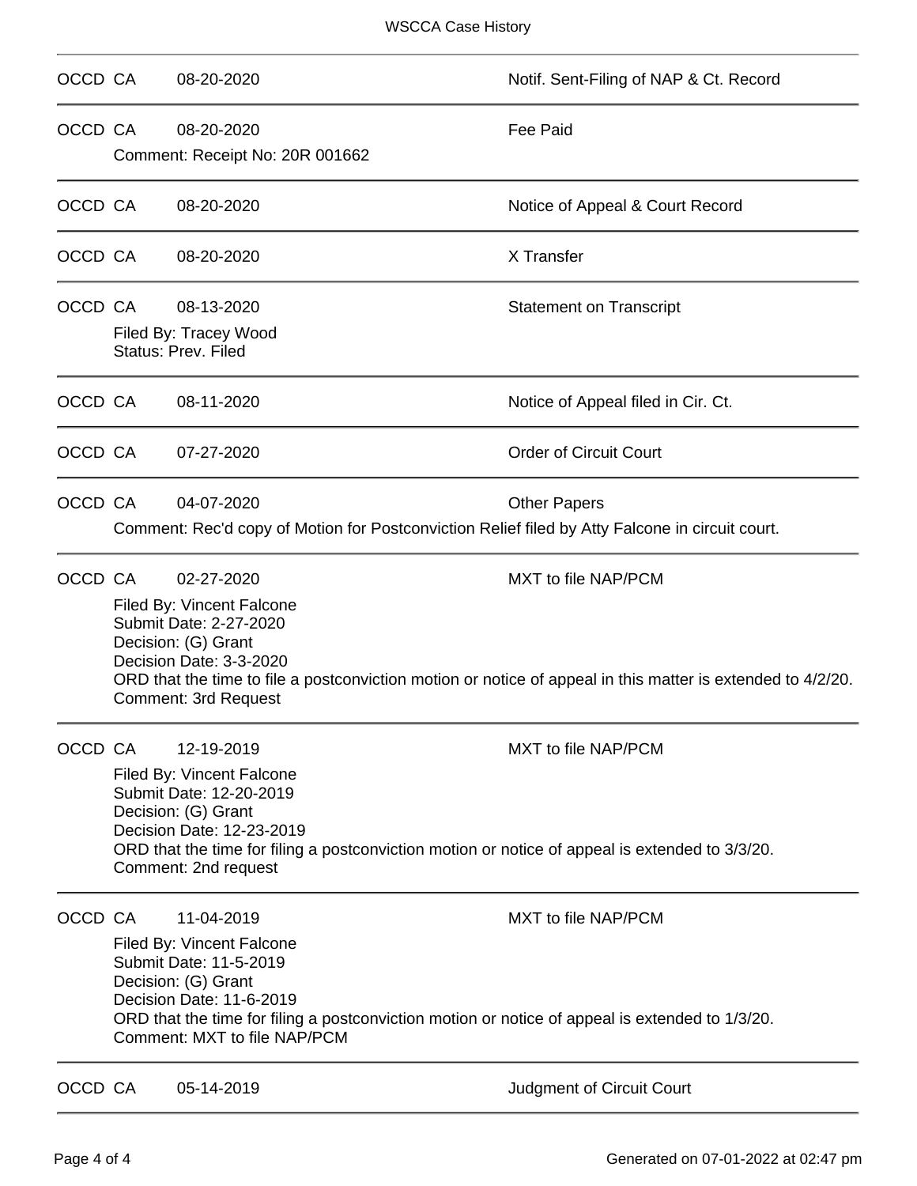| | | | |
|---|---|---|---|
| OCCD | CA | 08-20-2020 | Notif. Sent-Filing of NAP & Ct. Record |
| OCCD | CA | 08-20-2020<br>Comment: Receipt No: 20R 001662 | Fee Paid |
| OCCD | CA | 08-20-2020 | Notice of Appeal & Court Record |
| OCCD | CA | 08-20-2020 | X Transfer |
| OCCD | CA | 08-13-2020<br>Filed By: Tracey Wood<br>Status: Prev. Filed | Statement on Transcript |
| OCCD | CA | 08-11-2020 | Notice of Appeal filed in Cir. Ct. |
| OCCD | CA | 07-27-2020 | Order of Circuit Court |
| OCCD | CA | 04-07-2020<br>Comment: Rec'd copy of Motion for Postconviction Relief filed by Atty Falcone in circuit court. | Other Papers |
| OCCD | CA | 02-27-2020<br>Filed By: Vincent Falcone<br>Submit Date: 2-27-2020<br>Decision: (G) Grant<br>Decision Date: 3-3-2020<br>ORD that the time to file a postconviction motion or notice of appeal in this matter is extended to 4/2/20.<br>Comment: 3rd Request | MXT to file NAP/PCM |
| OCCD | CA | 12-19-2019<br>Filed By: Vincent Falcone<br>Submit Date: 12-20-2019<br>Decision: (G) Grant<br>Decision Date: 12-23-2019<br>ORD that the time for filing a postconviction motion or notice of appeal is extended to 3/3/20.<br>Comment: 2nd request | MXT to file NAP/PCM |
| OCCD | CA | 11-04-2019<br>Filed By: Vincent Falcone<br>Submit Date: 11-5-2019<br>Decision: (G) Grant<br>Decision Date: 11-6-2019<br>ORD that the time for filing a postconviction motion or notice of appeal is extended to 1/3/20.<br>Comment: MXT to file NAP/PCM | MXT to file NAP/PCM |
| OCCD | CA | 05-14-2019 | Judgment of Circuit Court |